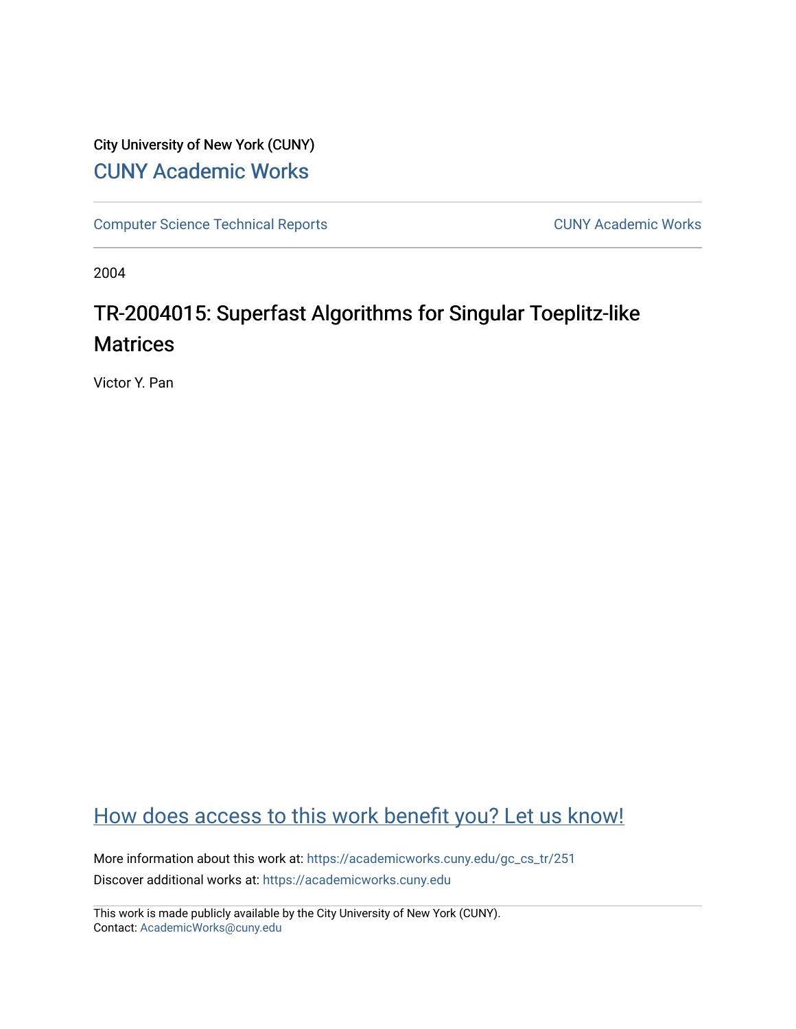City University of New York (CUNY)

CUNY Academic Works

Computer Science Technical Reports

CUNY Academic Works

2004

# TR-2004015: Superfast Algorithms for Singular Toeplitz-like Matrices

Victor Y. Pan

How does access to this work benefit you? Let us know!

More information about this work at: https://academicworks.cuny.edu/gc_cs_tr/251

Discover additional works at: https://academicworks.cuny.edu

This work is made publicly available by the City University of New York (CUNY).
Contact: AcademicWorks@cuny.edu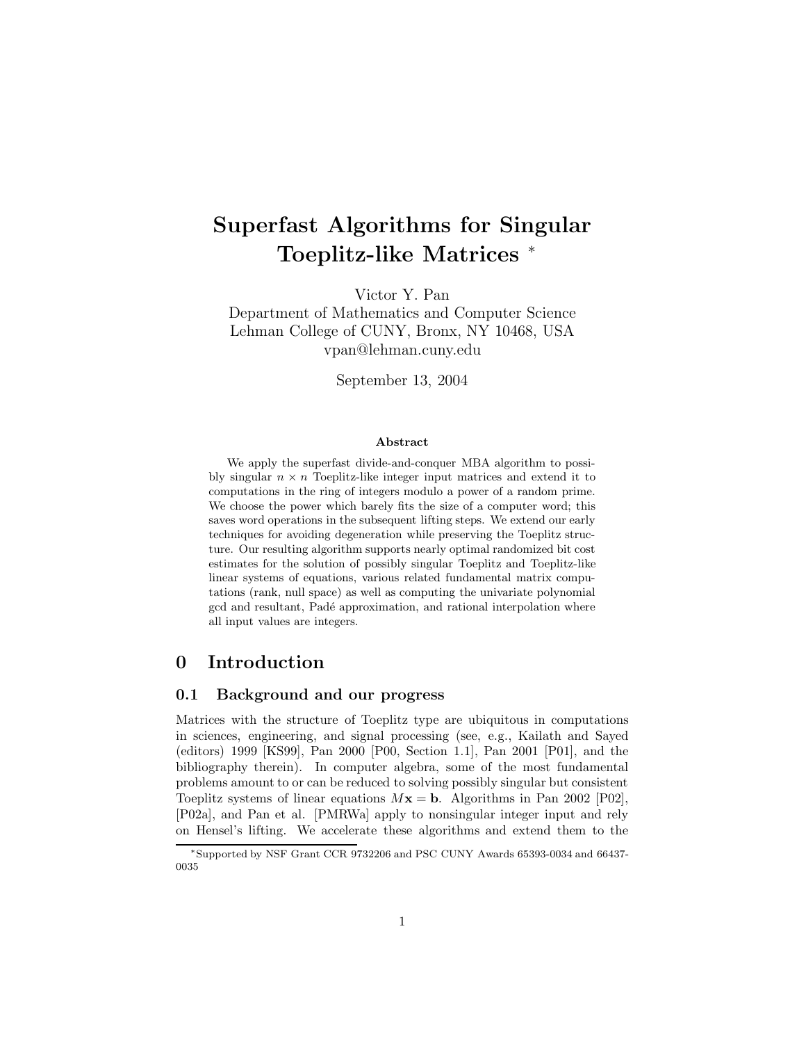# Superfast Algorithms for Singular Toeplitz-like Matrices *

Victor Y. Pan
Department of Mathematics and Computer Science
Lehman College of CUNY, Bronx, NY 10468, USA
vpan@lehman.cuny.edu

September 13, 2004

### Abstract

We apply the superfast divide-and-conquer MBA algorithm to possibly singular $n \times n$ Toeplitz-like integer input matrices and extend it to computations in the ring of integers modulo a power of a random prime. We choose the power which barely fits the size of a computer word; this saves word operations in the subsequent lifting steps. We extend our early techniques for avoiding degeneration while preserving the Toeplitz structure. Our resulting algorithm supports nearly optimal randomized bit cost estimates for the solution of possibly singular Toeplitz and Toeplitz-like linear systems of equations, various related fundamental matrix computations (rank, null space) as well as computing the univariate polynomial gcd and resultant, Padé approximation, and rational interpolation where all input values are integers.

## 0 Introduction

### 0.1 Background and our progress

Matrices with the structure of Toeplitz type are ubiquitous in computations in sciences, engineering, and signal processing (see, e.g., Kailath and Sayed (editors) 1999 [KS99], Pan 2000 [P00, Section 1.1], Pan 2001 [P01], and the bibliography therein). In computer algebra, some of the most fundamental problems amount to or can be reduced to solving possibly singular but consistent Toeplitz systems of linear equations $M\mathbf{x} = \mathbf{b}$. Algorithms in Pan 2002 [P02], [P02a], and Pan et al. [PMRWa] apply to nonsingular integer input and rely on Hensel's lifting. We accelerate these algorithms and extend them to the

*Supported by NSF Grant CCR 9732206 and PSC CUNY Awards 65393-0034 and 66437-0035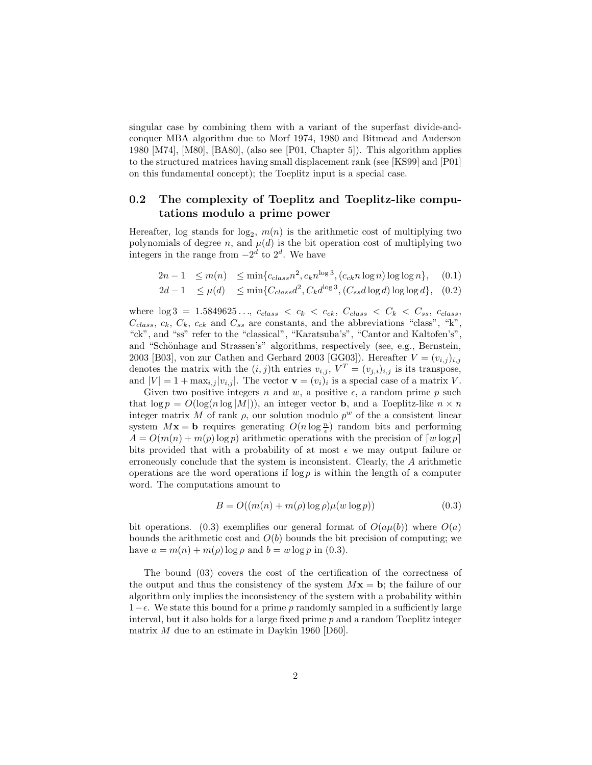singular case by combining them with a variant of the superfast divide-and-conquer MBA algorithm due to Morf 1974, 1980 and Bitmead and Anderson 1980 [M74], [M80], [BA80], (also see [P01, Chapter 5]). This algorithm applies to the structured matrices having small displacement rank (see [KS99] and [P01] on this fundamental concept); the Toeplitz input is a special case.

## 0.2 The complexity of Toeplitz and Toeplitz-like computations modulo a prime power

Hereafter, log stands for $\log_2$, $m(n)$ is the arithmetic cost of multiplying two polynomials of degree $n$, and $\mu(d)$ is the bit operation cost of multiplying two integers in the range from $-2^d$ to $2^d$. We have

$$2n-1 \quad \leq m(n) \quad \leq \min\{c_{class}n^2, c_k n^{\log 3}, (c_{ck} n \log n)\log\log n\}, \quad (0.1)$$

$$2d-1 \quad \leq \mu(d) \quad \leq \min\{C_{class}d^2, C_k d^{\log 3}, (C_{ss} d \log d)\log\log d\}, \quad (0.2)$$

where $\log 3 = 1.5849625\ldots$, $c_{class} < c_k < c_{ck}$, $C_{class} < C_k < C_{ss}$, $c_{class}$, $C_{class}$, $c_k$, $C_k$, $c_{ck}$ and $C_{ss}$ are constants, and the abbreviations "class", "k", "ck", and "ss" refer to the "classical", "Karatsuba's", "Cantor and Kaltofen's", and "Schönhage and Strassen's" algorithms, respectively (see, e.g., Bernstein, 2003 [B03], von zur Cathen and Gerhard 2003 [GG03]). Hereafter $V = (v_{i,j})_{i,j}$ denotes the matrix with the $(i,j)$th entries $v_{i,j}$, $V^T = (v_{j,i})_{i,j}$ is its transpose, and $|V| = 1 + \max_{i,j}|v_{i,j}|$. The vector $\mathbf{v} = (v_i)_i$ is a special case of a matrix $V$.

Given two positive integers $n$ and $w$, a positive $\epsilon$, a random prime $p$ such that $\log p = O(\log(n \log |M|))$, an integer vector $\mathbf{b}$, and a Toeplitz-like $n \times n$ integer matrix $M$ of rank $\rho$, our solution modulo $p^w$ of the a consistent linear system $M\mathbf{x} = \mathbf{b}$ requires generating $O(n \log \frac{n}{\epsilon})$ random bits and performing $A = O(m(n) + m(p)\log p)$ arithmetic operations with the precision of $\lceil w \log p \rceil$ bits provided that with a probability of at most $\epsilon$ we may output failure or erroneously conclude that the system is inconsistent. Clearly, the $A$ arithmetic operations are the word operations if $\log p$ is within the length of a computer word. The computations amount to

$$B = O((m(n) + m(\rho)\log \rho)\mu(w \log p)) \quad (0.3)$$

bit operations. (0.3) exemplifies our general format of $O(a\mu(b))$ where $O(a)$ bounds the arithmetic cost and $O(b)$ bounds the bit precision of computing; we have $a = m(n) + m(\rho)\log \rho$ and $b = w \log p$ in (0.3).

The bound (03) covers the cost of the certification of the correctness of the output and thus the consistency of the system $M\mathbf{x} = \mathbf{b}$; the failure of our algorithm only implies the inconsistency of the system with a probability within $1-\epsilon$. We state this bound for a prime $p$ randomly sampled in a sufficiently large interval, but it also holds for a large fixed prime $p$ and a random Toeplitz integer matrix $M$ due to an estimate in Daykin 1960 [D60].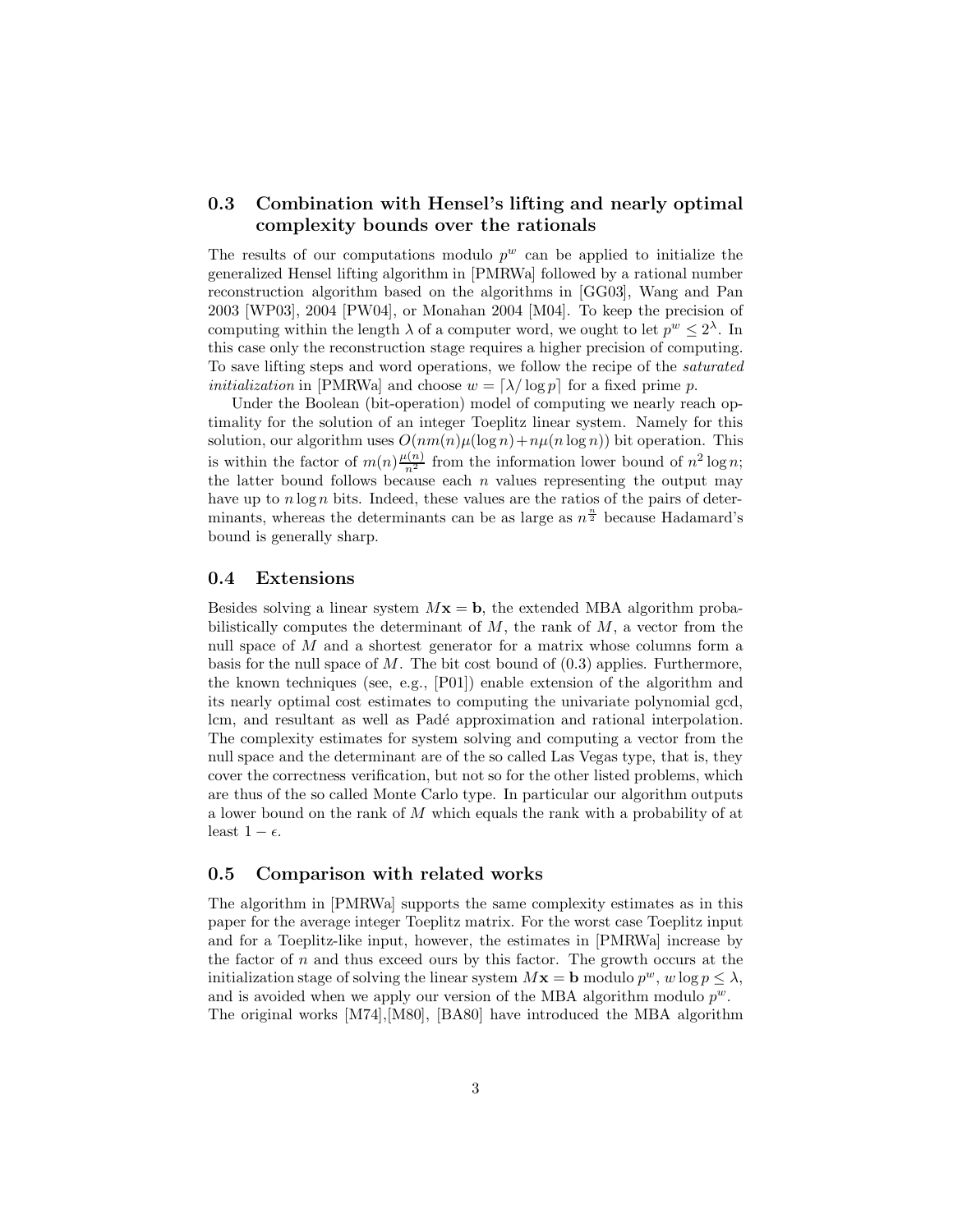## 0.3 Combination with Hensel's lifting and nearly optimal complexity bounds over the rationals

The results of our computations modulo $p^w$ can be applied to initialize the generalized Hensel lifting algorithm in [PMRWa] followed by a rational number reconstruction algorithm based on the algorithms in [GG03], Wang and Pan 2003 [WP03], 2004 [PW04], or Monahan 2004 [M04]. To keep the precision of computing within the length $\lambda$ of a computer word, we ought to let $p^w \leq 2^\lambda$. In this case only the reconstruction stage requires a higher precision of computing. To save lifting steps and word operations, we follow the recipe of the *saturated initialization* in [PMRWa] and choose $w = \lceil \lambda / \log p \rceil$ for a fixed prime $p$.

Under the Boolean (bit-operation) model of computing we nearly reach optimality for the solution of an integer Toeplitz linear system. Namely for this solution, our algorithm uses $O(nm(n)\mu(\log n) + n\mu(n \log n))$ bit operation. This is within the factor of $m(n)\frac{\mu(n)}{n^2}$ from the information lower bound of $n^2 \log n$; the latter bound follows because each $n$ values representing the output may have up to $n \log n$ bits. Indeed, these values are the ratios of the pairs of determinants, whereas the determinants can be as large as $n^{\frac{n}{2}}$ because Hadamard's bound is generally sharp.

## 0.4 Extensions

Besides solving a linear system $M\mathbf{x} = \mathbf{b}$, the extended MBA algorithm probabilistically computes the determinant of $M$, the rank of $M$, a vector from the null space of $M$ and a shortest generator for a matrix whose columns form a basis for the null space of $M$. The bit cost bound of (0.3) applies. Furthermore, the known techniques (see, e.g., [P01]) enable extension of the algorithm and its nearly optimal cost estimates to computing the univariate polynomial gcd, lcm, and resultant as well as Padé approximation and rational interpolation. The complexity estimates for system solving and computing a vector from the null space and the determinant are of the so called Las Vegas type, that is, they cover the correctness verification, but not so for the other listed problems, which are thus of the so called Monte Carlo type. In particular our algorithm outputs a lower bound on the rank of $M$ which equals the rank with a probability of at least $1 - \epsilon$.

## 0.5 Comparison with related works

The algorithm in [PMRWa] supports the same complexity estimates as in this paper for the average integer Toeplitz matrix. For the worst case Toeplitz input and for a Toeplitz-like input, however, the estimates in [PMRWa] increase by the factor of $n$ and thus exceed ours by this factor. The growth occurs at the initialization stage of solving the linear system $M\mathbf{x} = \mathbf{b}$ modulo $p^w$, $w \log p \leq \lambda$, and is avoided when we apply our version of the MBA algorithm modulo $p^w$. The original works [M74],[M80], [BA80] have introduced the MBA algorithm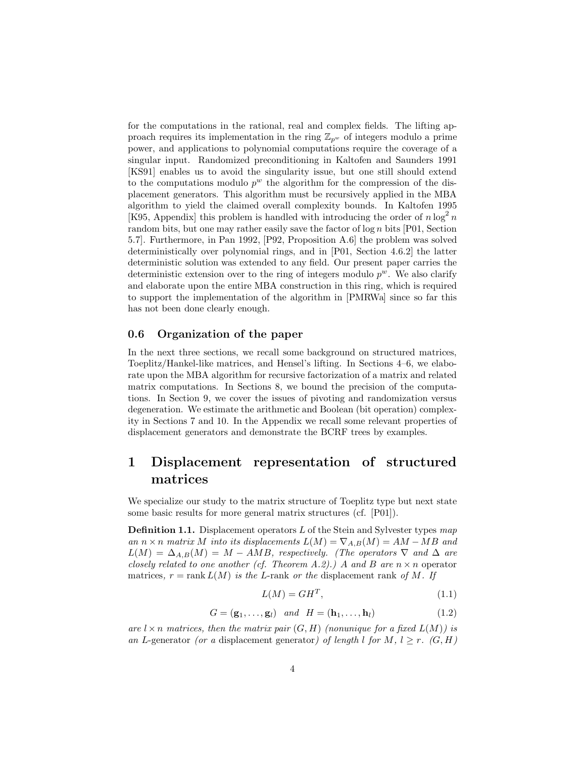for the computations in the rational, real and complex fields. The lifting approach requires its implementation in the ring $\mathbb{Z}_{p^w}$ of integers modulo a prime power, and applications to polynomial computations require the coverage of a singular input. Randomized preconditioning in Kaltofen and Saunders 1991 [KS91] enables us to avoid the singularity issue, but one still should extend to the computations modulo $p^w$ the algorithm for the compression of the displacement generators. This algorithm must be recursively applied in the MBA algorithm to yield the claimed overall complexity bounds. In Kaltofen 1995 [K95, Appendix] this problem is handled with introducing the order of $n \log^2 n$ random bits, but one may rather easily save the factor of $\log n$ bits [P01, Section 5.7]. Furthermore, in Pan 1992, [P92, Proposition A.6] the problem was solved deterministically over polynomial rings, and in [P01, Section 4.6.2] the latter deterministic solution was extended to any field. Our present paper carries the deterministic extension over to the ring of integers modulo $p^w$. We also clarify and elaborate upon the entire MBA construction in this ring, which is required to support the implementation of the algorithm in [PMRWa] since so far this has not been done clearly enough.

### 0.6 Organization of the paper

In the next three sections, we recall some background on structured matrices, Toeplitz/Hankel-like matrices, and Hensel's lifting. In Sections 4–6, we elaborate upon the MBA algorithm for recursive factorization of a matrix and related matrix computations. In Sections 8, we bound the precision of the computations. In Section 9, we cover the issues of pivoting and randomization versus degeneration. We estimate the arithmetic and Boolean (bit operation) complexity in Sections 7 and 10. In the Appendix we recall some relevant properties of displacement generators and demonstrate the BCRF trees by examples.

# 1 Displacement representation of structured matrices

We specialize our study to the matrix structure of Toeplitz type but next state some basic results for more general matrix structures (cf. [P01]).

**Definition 1.1.** Displacement operators $L$ of the Stein and Sylvester types *map an $n \times n$ matrix $M$ into its displacements $L(M) = \nabla_{A,B}(M) = AM - MB$ and $L(M) = \Delta_{A,B}(M) = M - AMB$, respectively. (The operators $\nabla$ and $\Delta$ are closely related to one another (cf. Theorem A.2).) $A$ and $B$ are $n \times n$* operator matrices, *$r = \operatorname{rank} L(M)$ is the $L$-rank or the* displacement rank *of $M$. If*

$$L(M) = GH^T, \tag{1.1}$$

$$G = (\mathbf{g}_1, \ldots, \mathbf{g}_l) \quad \textit{and} \quad H = (\mathbf{h}_1, \ldots, \mathbf{h}_l) \tag{1.2}$$

*are $l \times n$ matrices, then the matrix pair $(G, H)$ (nonunique for a fixed $L(M)$) is an $L$-*generator *(or a* displacement generator*) of length $l$ for $M$, $l \geq r$. $(G, H)$*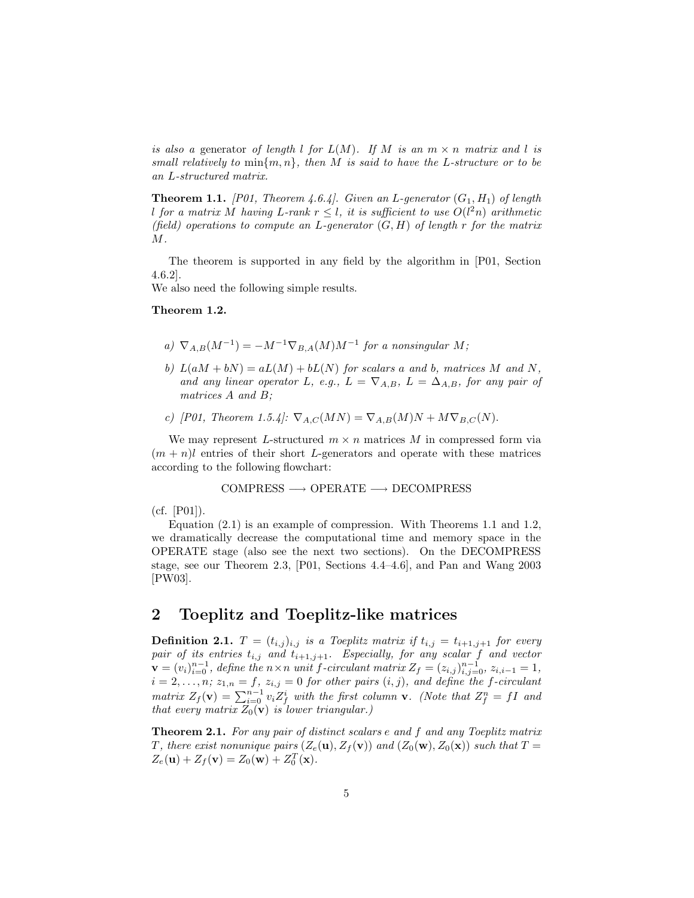*is also a* generator *of length $l$ for $L(M)$. If $M$ is an $m \times n$ matrix and $l$ is small relatively to* $\min\{m, n\}$*, then $M$ is said to have the L-structure or to be an L-structured matrix.*

**Theorem 1.1.** *[P01, Theorem 4.6.4]. Given an L-generator $(G_1, H_1)$ of length $l$ for a matrix $M$ having L-rank $r \le l$, it is sufficient to use $O(l^2 n)$ arithmetic (field) operations to compute an L-generator $(G, H)$ of length $r$ for the matrix $M$.*

The theorem is supported in any field by the algorithm in [P01, Section 4.6.2].
We also need the following simple results.

**Theorem 1.2.**

*a) $\nabla_{A,B}(M^{-1}) = -M^{-1}\nabla_{B,A}(M)M^{-1}$ for a nonsingular $M$;*

*b) $L(aM + bN) = aL(M) + bL(N)$ for scalars $a$ and $b$, matrices $M$ and $N$, and any linear operator $L$, e.g., $L = \nabla_{A,B}$, $L = \Delta_{A,B}$, for any pair of matrices $A$ and $B$;*

*c) [P01, Theorem 1.5.4]: $\nabla_{A,C}(MN) = \nabla_{A,B}(M)N + M\nabla_{B,C}(N)$.*

We may represent $L$-structured $m \times n$ matrices $M$ in compressed form via $(m + n)l$ entries of their short $L$-generators and operate with these matrices according to the following flowchart:

$$\text{COMPRESS} \longrightarrow \text{OPERATE} \longrightarrow \text{DECOMPRESS}$$

(cf. [P01]).

Equation (2.1) is an example of compression. With Theorems 1.1 and 1.2, we dramatically decrease the computational time and memory space in the OPERATE stage (also see the next two sections). On the DECOMPRESS stage, see our Theorem 2.3, [P01, Sections 4.4–4.6], and Pan and Wang 2003 [PW03].

## 2 Toeplitz and Toeplitz-like matrices

**Definition 2.1.** *$T = (t_{i,j})_{i,j}$ is a Toeplitz matrix if $t_{i,j} = t_{i+1,j+1}$ for every pair of its entries $t_{i,j}$ and $t_{i+1,j+1}$. Especially, for any scalar $f$ and vector $\mathbf{v} = (v_i)_{i=0}^{n-1}$, define the $n \times n$ unit $f$-circulant matrix $Z_f = (z_{i,j})_{i,j=0}^{n-1}$, $z_{i,i-1} = 1$, $i = 2, \ldots, n$; $z_{1,n} = f$, $z_{i,j} = 0$ for other pairs $(i, j)$, and define the $f$-circulant matrix $Z_f(\mathbf{v}) = \sum_{i=0}^{n-1} v_i Z_f^i$ with the first column $\mathbf{v}$. (Note that $Z_f^n = fI$ and that every matrix $Z_0(\mathbf{v})$ is lower triangular.)*

**Theorem 2.1.** *For any pair of distinct scalars $e$ and $f$ and any Toeplitz matrix $T$, there exist nonunique pairs $(Z_e(\mathbf{u}), Z_f(\mathbf{v}))$ and $(Z_0(\mathbf{w}), Z_0(\mathbf{x}))$ such that $T = Z_e(\mathbf{u}) + Z_f(\mathbf{v}) = Z_0(\mathbf{w}) + Z_0^T(\mathbf{x})$.*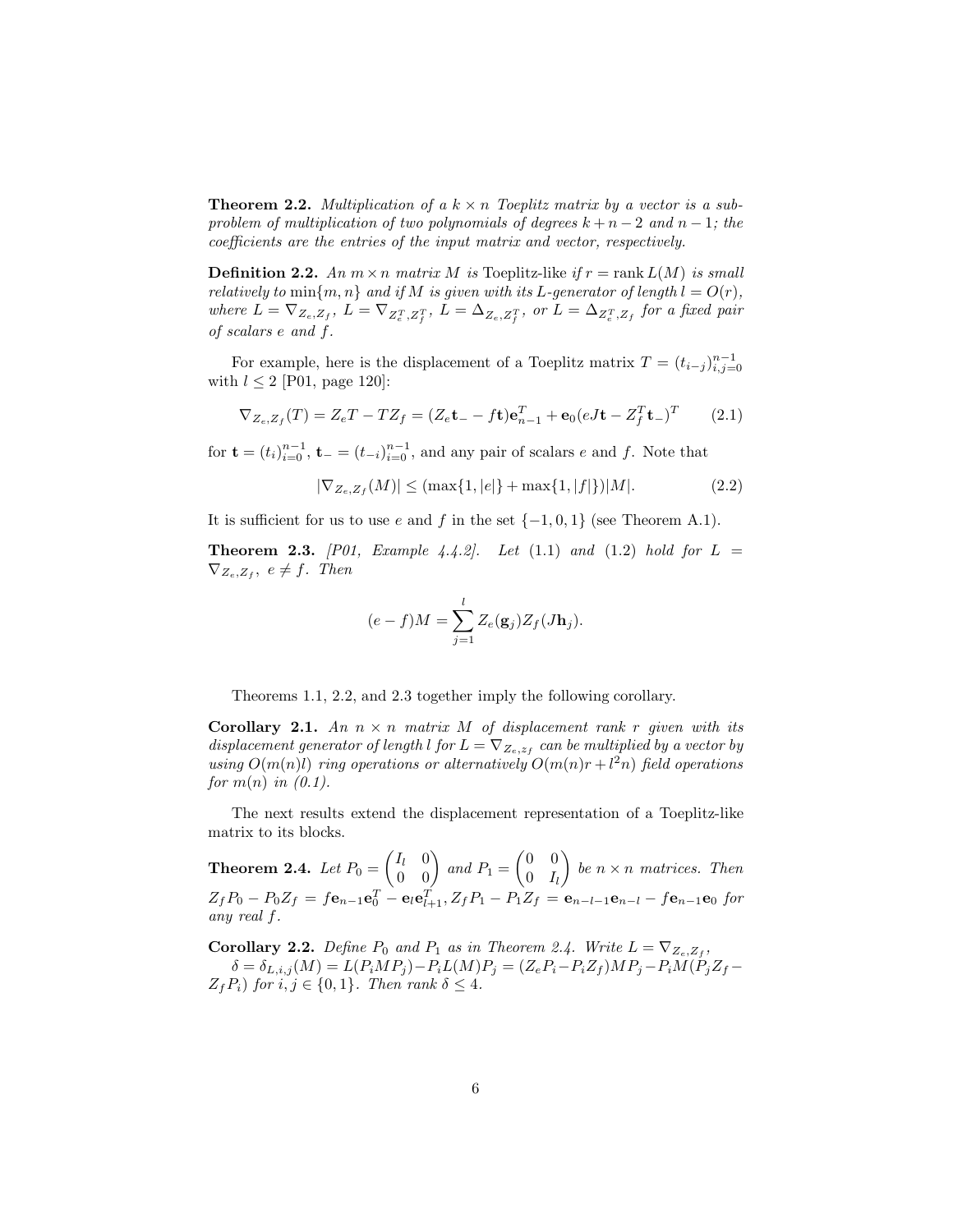**Theorem 2.2.** *Multiplication of a $k \times n$ Toeplitz matrix by a vector is a subproblem of multiplication of two polynomials of degrees $k+n-2$ and $n-1$; the coefficients are the entries of the input matrix and vector, respectively.*

**Definition 2.2.** *An $m \times n$ matrix $M$ is* Toeplitz-like *if $r = \operatorname{rank} L(M)$ is small relatively to $\min\{m, n\}$ and if $M$ is given with its $L$-generator of length $l = O(r)$, where $L = \nabla_{Z_e, Z_f}$, $L = \nabla_{Z_e^T, Z_f^T}$, $L = \Delta_{Z_e, Z_f^T}$, or $L = \Delta_{Z_e^T, Z_f}$ for a fixed pair of scalars $e$ and $f$.*

For example, here is the displacement of a Toeplitz matrix $T = (t_{i-j})_{i,j=0}^{n-1}$ with $l \le 2$ [P01, page 120]:

$$\nabla_{Z_e, Z_f}(T) = Z_e T - T Z_f = (Z_e \mathbf{t}_- - f\mathbf{t})\mathbf{e}_{n-1}^T + \mathbf{e}_0(eJ\mathbf{t} - Z_f^T \mathbf{t}_-)^T \tag{2.1}$$

for $\mathbf{t} = (t_i)_{i=0}^{n-1}$, $\mathbf{t}_- = (t_{-i})_{i=0}^{n-1}$, and any pair of scalars $e$ and $f$. Note that

$$|\nabla_{Z_e, Z_f}(M)| \le (\max\{1, |e|\} + \max\{1, |f|\})|M|. \tag{2.2}$$

It is sufficient for us to use $e$ and $f$ in the set $\{-1, 0, 1\}$ (see Theorem A.1).

**Theorem 2.3.** *[P01, Example 4.4.2]. Let (1.1) and (1.2) hold for $L = \nabla_{Z_e, Z_f}$, $e \ne f$. Then*

$$(e - f)M = \sum_{j=1}^{l} Z_e(\mathbf{g}_j) Z_f(J\mathbf{h}_j).$$

Theorems 1.1, 2.2, and 2.3 together imply the following corollary.

**Corollary 2.1.** *An $n \times n$ matrix $M$ of displacement rank $r$ given with its displacement generator of length $l$ for $L = \nabla_{Z_e, z_f}$ can be multiplied by a vector by using $O(m(n)l)$ ring operations or alternatively $O(m(n)r + l^2 n)$ field operations for $m(n)$ in (0.1).*

The next results extend the displacement representation of a Toeplitz-like matrix to its blocks.

**Theorem 2.4.** *Let $P_0 = \begin{pmatrix} I_l & 0 \\ 0 & 0 \end{pmatrix}$ and $P_1 = \begin{pmatrix} 0 & 0 \\ 0 & I_l \end{pmatrix}$ be $n \times n$ matrices. Then $Z_f P_0 - P_0 Z_f = f\mathbf{e}_{n-1}\mathbf{e}_0^T - \mathbf{e}_l \mathbf{e}_{l+1}^T$, $Z_f P_1 - P_1 Z_f = \mathbf{e}_{n-l-1}\mathbf{e}_{n-l} - f\mathbf{e}_{n-1}\mathbf{e}_0$ for any real $f$.*

**Corollary 2.2.** *Define $P_0$ and $P_1$ as in Theorem 2.4. Write $L = \nabla_{Z_e, Z_f}$,*
*$\delta = \delta_{L,i,j}(M) = L(P_i M P_j) - P_i L(M) P_j = (Z_e P_i - P_i Z_f) M P_j - P_i M (P_j Z_f - Z_f P_i)$ for $i, j \in \{0, 1\}$. Then $\operatorname{rank} \delta \le 4$.*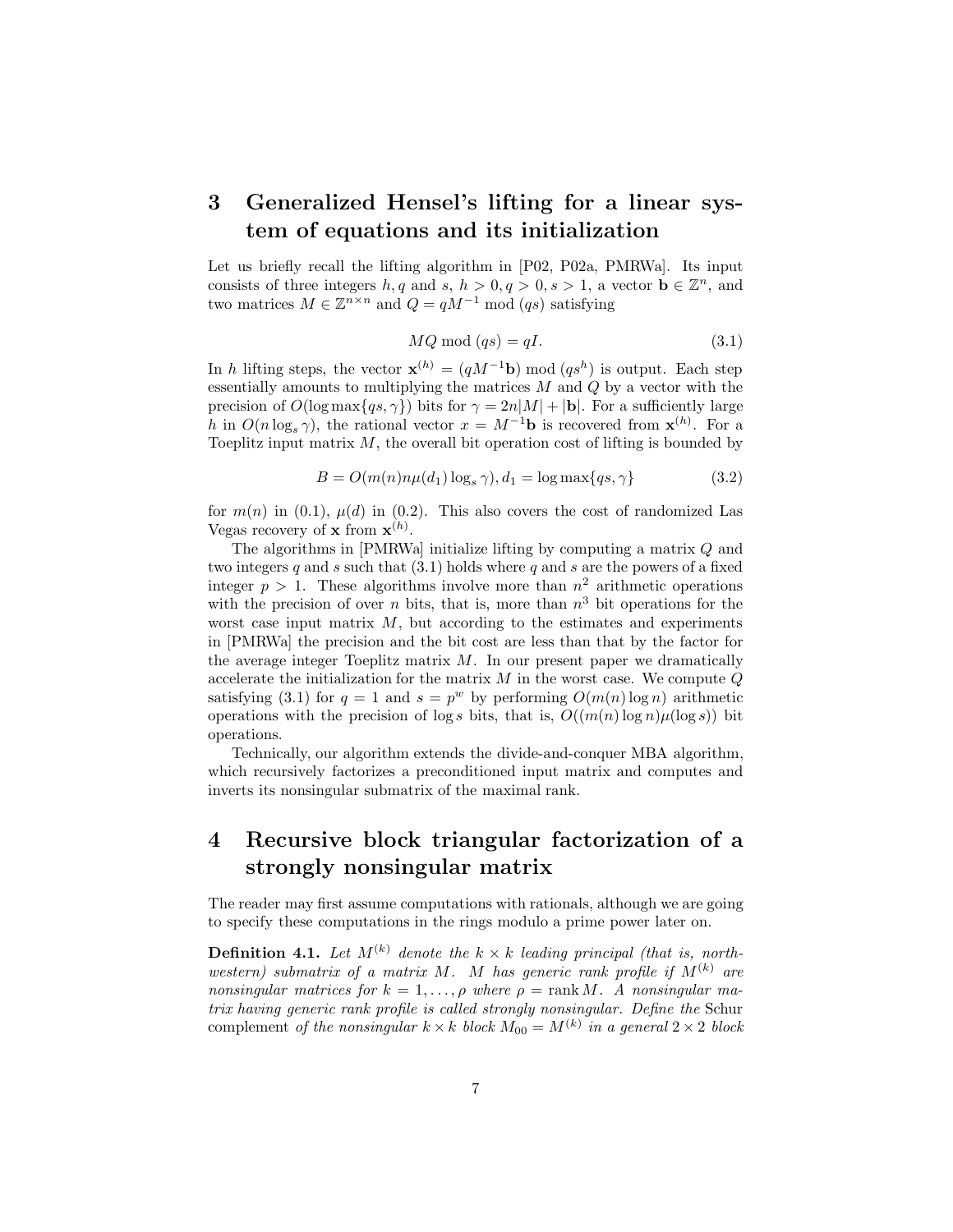## 3 Generalized Hensel's lifting for a linear system of equations and its initialization

Let us briefly recall the lifting algorithm in [P02, P02a, PMRWa]. Its input consists of three integers $h, q$ and $s$, $h > 0, q > 0, s > 1$, a vector $\mathbf{b} \in \mathbb{Z}^n$, and two matrices $M \in \mathbb{Z}^{n \times n}$ and $Q = qM^{-1} \bmod (qs)$ satisfying

$$MQ \bmod (qs) = qI. \tag{3.1}$$

In $h$ lifting steps, the vector $\mathbf{x}^{(h)} = (qM^{-1}\mathbf{b}) \bmod (qs^h)$ is output. Each step essentially amounts to multiplying the matrices $M$ and $Q$ by a vector with the precision of $O(\log \max\{qs, \gamma\})$ bits for $\gamma = 2n|M| + |\mathbf{b}|$. For a sufficiently large $h$ in $O(n \log_s \gamma)$, the rational vector $x = M^{-1}\mathbf{b}$ is recovered from $\mathbf{x}^{(h)}$. For a Toeplitz input matrix $M$, the overall bit operation cost of lifting is bounded by

$$B = O(m(n)n\mu(d_1) \log_s \gamma), d_1 = \log \max\{qs, \gamma\} \tag{3.2}$$

for $m(n)$ in (0.1), $\mu(d)$ in (0.2). This also covers the cost of randomized Las Vegas recovery of $\mathbf{x}$ from $\mathbf{x}^{(h)}$.

The algorithms in [PMRWa] initialize lifting by computing a matrix $Q$ and two integers $q$ and $s$ such that (3.1) holds where $q$ and $s$ are the powers of a fixed integer $p > 1$. These algorithms involve more than $n^2$ arithmetic operations with the precision of over $n$ bits, that is, more than $n^3$ bit operations for the worst case input matrix $M$, but according to the estimates and experiments in [PMRWa] the precision and the bit cost are less than that by the factor for the average integer Toeplitz matrix $M$. In our present paper we dramatically accelerate the initialization for the matrix $M$ in the worst case. We compute $Q$ satisfying (3.1) for $q = 1$ and $s = p^w$ by performing $O(m(n) \log n)$ arithmetic operations with the precision of $\log s$ bits, that is, $O((m(n) \log n)\mu(\log s))$ bit operations.

Technically, our algorithm extends the divide-and-conquer MBA algorithm, which recursively factorizes a preconditioned input matrix and computes and inverts its nonsingular submatrix of the maximal rank.

## 4 Recursive block triangular factorization of a strongly nonsingular matrix

The reader may first assume computations with rationals, although we are going to specify these computations in the rings modulo a prime power later on.

**Definition 4.1.** *Let $M^{(k)}$ denote the $k \times k$ leading principal (that is, northwestern) submatrix of a matrix $M$. $M$ has generic rank profile if $M^{(k)}$ are nonsingular matrices for $k = 1, \ldots, \rho$ where $\rho = \operatorname{rank} M$. A nonsingular matrix having generic rank profile is called strongly nonsingular. Define the* Schur complement *of the nonsingular $k \times k$ block $M_{00} = M^{(k)}$ in a general $2 \times 2$ block*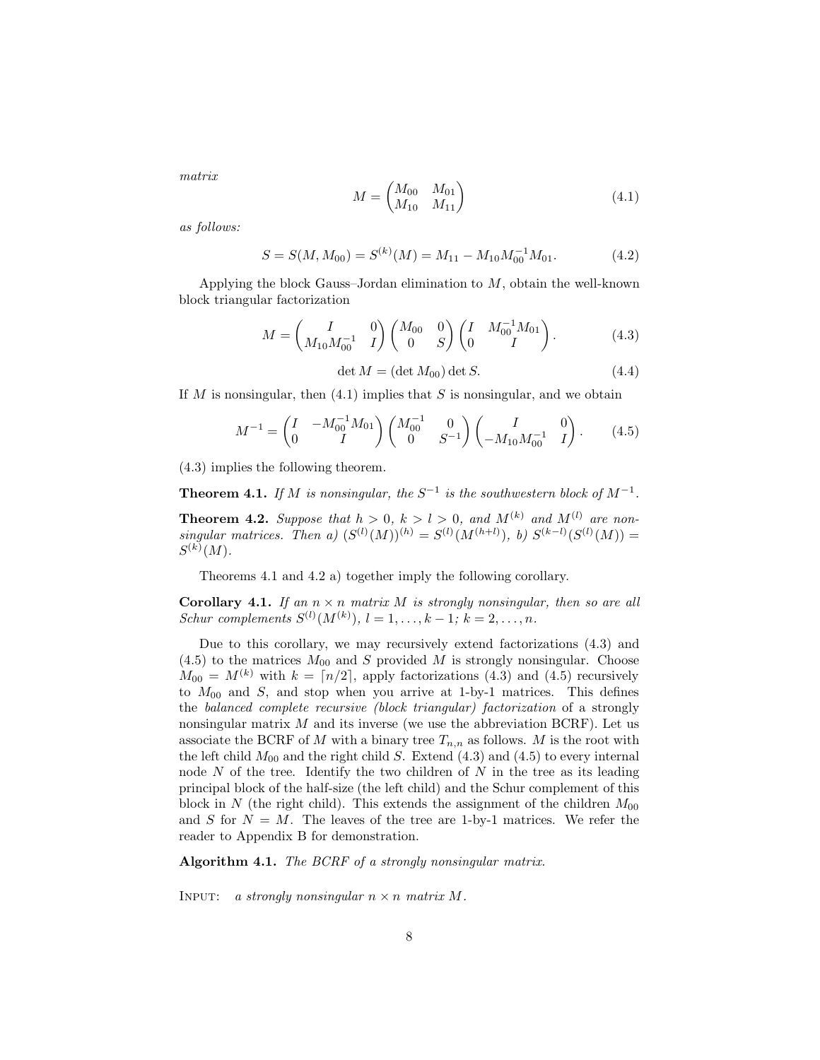*matrix*

$$M = \begin{pmatrix} M_{00} & M_{01} \\ M_{10} & M_{11} \end{pmatrix} \tag{4.1}$$

*as follows:*

$$S = S(M, M_{00}) = S^{(k)}(M) = M_{11} - M_{10}M_{00}^{-1}M_{01}. \tag{4.2}$$

Applying the block Gauss–Jordan elimination to $M$, obtain the well-known block triangular factorization

$$M = \begin{pmatrix} I & 0 \\ M_{10}M_{00}^{-1} & I \end{pmatrix} \begin{pmatrix} M_{00} & 0 \\ 0 & S \end{pmatrix} \begin{pmatrix} I & M_{00}^{-1}M_{01} \\ 0 & I \end{pmatrix}. \tag{4.3}$$

$$\det M = (\det M_{00}) \det S. \tag{4.4}$$

If $M$ is nonsingular, then (4.1) implies that $S$ is nonsingular, and we obtain

$$M^{-1} = \begin{pmatrix} I & -M_{00}^{-1}M_{01} \\ 0 & I \end{pmatrix} \begin{pmatrix} M_{00}^{-1} & 0 \\ 0 & S^{-1} \end{pmatrix} \begin{pmatrix} I & 0 \\ -M_{10}M_{00}^{-1} & I \end{pmatrix}. \tag{4.5}$$

(4.3) implies the following theorem.

**Theorem 4.1.** *If $M$ is nonsingular, the $S^{-1}$ is the southwestern block of $M^{-1}$.*

**Theorem 4.2.** *Suppose that $h > 0$, $k > l > 0$, and $M^{(k)}$ and $M^{(l)}$ are nonsingular matrices. Then a) $(S^{(l)}(M))^{(h)} = S^{(l)}(M^{(h+l)})$, b) $S^{(k-l)}(S^{(l)}(M)) = S^{(k)}(M)$.*

Theorems 4.1 and 4.2 a) together imply the following corollary.

**Corollary 4.1.** *If an $n \times n$ matrix $M$ is strongly nonsingular, then so are all Schur complements $S^{(l)}(M^{(k)})$, $l = 1, \ldots, k-1$; $k = 2, \ldots, n$.*

Due to this corollary, we may recursively extend factorizations (4.3) and (4.5) to the matrices $M_{00}$ and $S$ provided $M$ is strongly nonsingular. Choose $M_{00} = M^{(k)}$ with $k = \lceil n/2 \rceil$, apply factorizations (4.3) and (4.5) recursively to $M_{00}$ and $S$, and stop when you arrive at 1-by-1 matrices. This defines the *balanced complete recursive (block triangular) factorization* of a strongly nonsingular matrix $M$ and its inverse (we use the abbreviation BCRF). Let us associate the BCRF of $M$ with a binary tree $T_{n,n}$ as follows. $M$ is the root with the left child $M_{00}$ and the right child $S$. Extend (4.3) and (4.5) to every internal node $N$ of the tree. Identify the two children of $N$ in the tree as its leading principal block of the half-size (the left child) and the Schur complement of this block in $N$ (the right child). This extends the assignment of the children $M_{00}$ and $S$ for $N = M$. The leaves of the tree are 1-by-1 matrices. We refer the reader to Appendix B for demonstration.

**Algorithm 4.1.** *The BCRF of a strongly nonsingular matrix.*

INPUT: *a strongly nonsingular $n \times n$ matrix $M$.*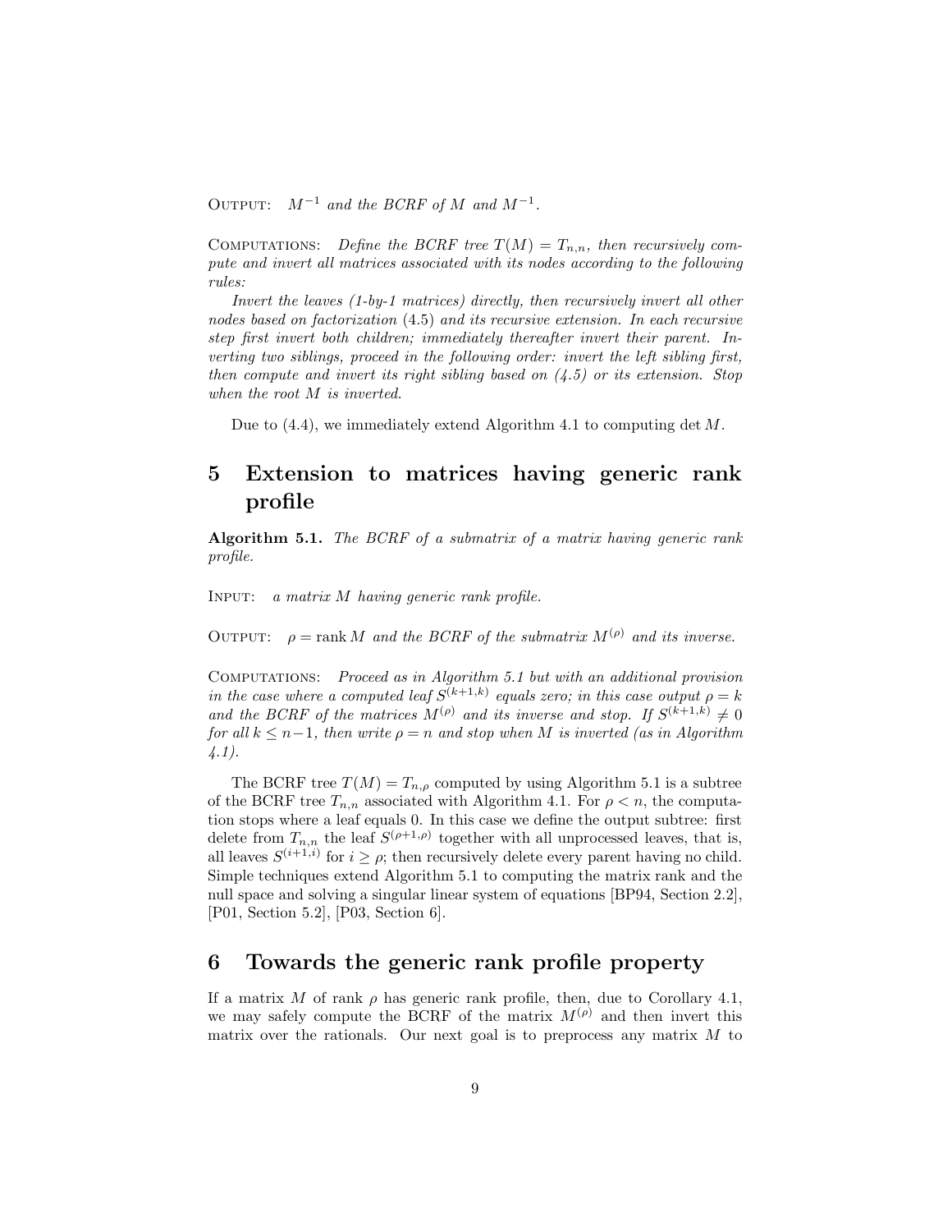Output: $M^{-1}$ *and the BCRF of* $M$ *and* $M^{-1}$.

Computations: *Define the BCRF tree* $T(M) = T_{n,n}$, *then recursively compute and invert all matrices associated with its nodes according to the following rules:*

*Invert the leaves (1-by-1 matrices) directly, then recursively invert all other nodes based on factorization* (4.5) *and its recursive extension. In each recursive step first invert both children; immediately thereafter invert their parent. Inverting two siblings, proceed in the following order: invert the left sibling first, then compute and invert its right sibling based on (4.5) or its extension. Stop when the root* $M$ *is inverted.*

Due to (4.4), we immediately extend Algorithm 4.1 to computing $\det M$.

# 5 Extension to matrices having generic rank profile

**Algorithm 5.1.** *The BCRF of a submatrix of a matrix having generic rank profile.*

Input: *a matrix* $M$ *having generic rank profile.*

Output: $\rho = \operatorname{rank} M$ *and the BCRF of the submatrix* $M^{(\rho)}$ *and its inverse.*

Computations: *Proceed as in Algorithm 5.1 but with an additional provision in the case where a computed leaf* $S^{(k+1,k)}$ *equals zero; in this case output* $\rho = k$ *and the BCRF of the matrices* $M^{(\rho)}$ *and its inverse and stop. If* $S^{(k+1,k)} \neq 0$ *for all* $k \leq n-1$, *then write* $\rho = n$ *and stop when* $M$ *is inverted (as in Algorithm 4.1).*

The BCRF tree $T(M) = T_{n,\rho}$ computed by using Algorithm 5.1 is a subtree of the BCRF tree $T_{n,n}$ associated with Algorithm 4.1. For $\rho < n$, the computation stops where a leaf equals 0. In this case we define the output subtree: first delete from $T_{n,n}$ the leaf $S^{(\rho+1,\rho)}$ together with all unprocessed leaves, that is, all leaves $S^{(i+1,i)}$ for $i \geq \rho$; then recursively delete every parent having no child. Simple techniques extend Algorithm 5.1 to computing the matrix rank and the null space and solving a singular linear system of equations [BP94, Section 2.2], [P01, Section 5.2], [P03, Section 6].

# 6 Towards the generic rank profile property

If a matrix $M$ of rank $\rho$ has generic rank profile, then, due to Corollary 4.1, we may safely compute the BCRF of the matrix $M^{(\rho)}$ and then invert this matrix over the rationals. Our next goal is to preprocess any matrix $M$ to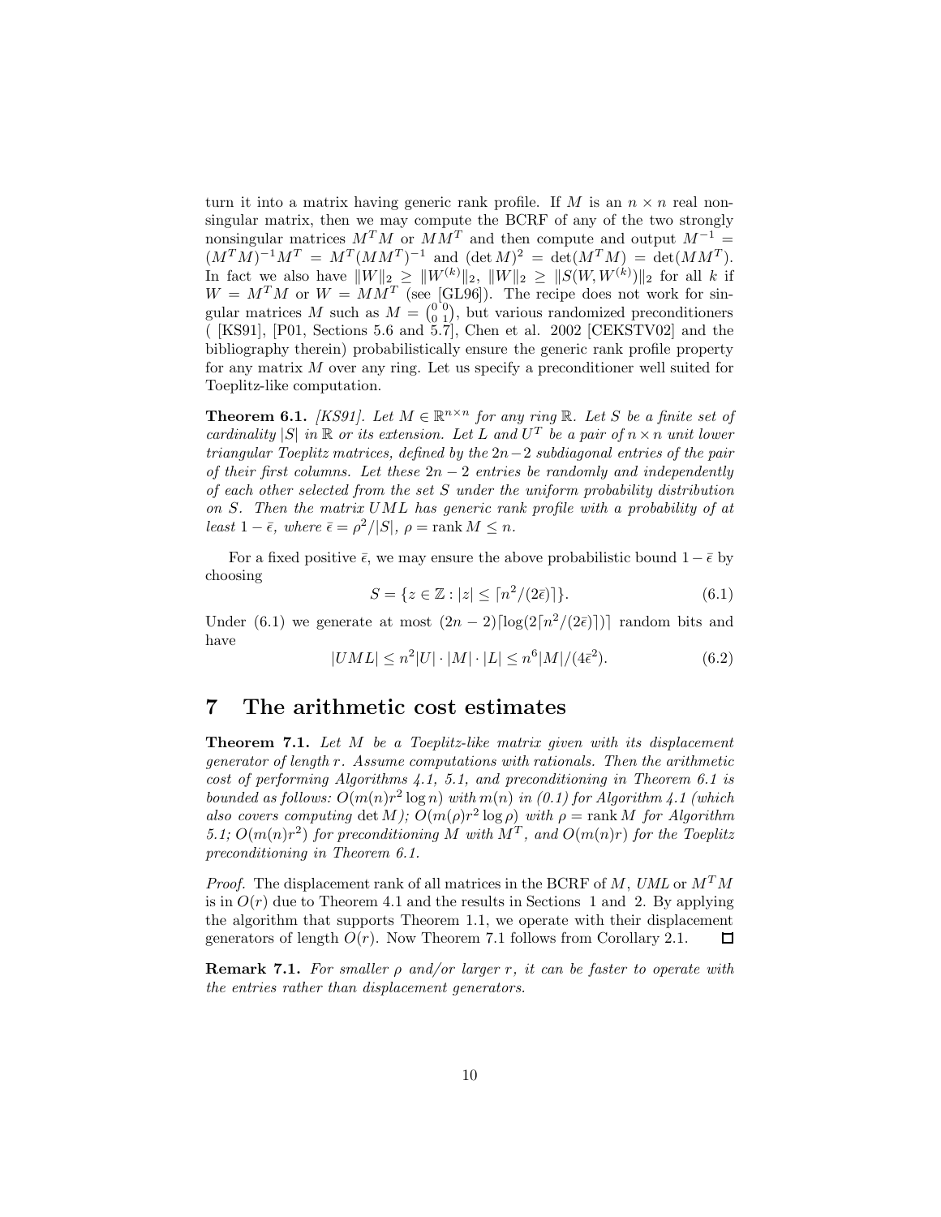turn it into a matrix having generic rank profile. If $M$ is an $n \times n$ real nonsingular matrix, then we may compute the BCRF of any of the two strongly nonsingular matrices $M^TM$ or $MM^T$ and then compute and output $M^{-1} = (M^TM)^{-1}M^T = M^T(MM^T)^{-1}$ and $(\det M)^2 = \det(M^TM) = \det(MM^T)$. In fact we also have $\|W\|_2 \geq \|W^{(k)}\|_2$, $\|W\|_2 \geq \|S(W, W^{(k)})\|_2$ for all $k$ if $W = M^TM$ or $W = MM^T$ (see [GL96]). The recipe does not work for singular matrices $M$ such as $M = \binom{0\ 0}{0\ 1}$, but various randomized preconditioners ( [KS91], [P01, Sections 5.6 and 5.7], Chen et al. 2002 [CEKSTV02] and the bibliography therein) probabilistically ensure the generic rank profile property for any matrix $M$ over any ring. Let us specify a preconditioner well suited for Toeplitz-like computation.

**Theorem 6.1.** *[KS91]. Let $M \in \mathbb{R}^{n\times n}$ for any ring $\mathbb{R}$. Let $S$ be a finite set of cardinality $|S|$ in $\mathbb{R}$ or its extension. Let $L$ and $U^T$ be a pair of $n \times n$ unit lower triangular Toeplitz matrices, defined by the $2n-2$ subdiagonal entries of the pair of their first columns. Let these $2n-2$ entries be randomly and independently of each other selected from the set $S$ under the uniform probability distribution on $S$. Then the matrix $UML$ has generic rank profile with a probability of at least $1 - \bar{\epsilon}$, where $\bar{\epsilon} = \rho^2/|S|$, $\rho = \operatorname{rank} M \leq n$.*

For a fixed positive $\bar{\epsilon}$, we may ensure the above probabilistic bound $1 - \bar{\epsilon}$ by choosing

$$S = \{z \in \mathbb{Z} : |z| \leq \lceil n^2/(2\bar{\epsilon})\rceil\}. \tag{6.1}$$

Under (6.1) we generate at most $(2n-2)\lceil \log(2\lceil n^2/(2\bar{\epsilon})\rceil)\rceil$ random bits and have

$$|UML| \leq n^2|U| \cdot |M| \cdot |L| \leq n^6|M|/(4\bar{\epsilon}^2). \tag{6.2}$$

# 7 The arithmetic cost estimates

**Theorem 7.1.** *Let $M$ be a Toeplitz-like matrix given with its displacement generator of length $r$. Assume computations with rationals. Then the arithmetic cost of performing Algorithms 4.1, 5.1, and preconditioning in Theorem 6.1 is bounded as follows: $O(m(n)r^2 \log n)$ with $m(n)$ in (0.1) for Algorithm 4.1 (which also covers computing $\det M$); $O(m(\rho)r^2 \log \rho)$ with $\rho = \operatorname{rank} M$ for Algorithm 5.1; $O(m(n)r^2)$ for preconditioning $M$ with $M^T$, and $O(m(n)r)$ for the Toeplitz preconditioning in Theorem 6.1.*

*Proof.* The displacement rank of all matrices in the BCRF of $M$, *UML* or $M^TM$ is in $O(r)$ due to Theorem 4.1 and the results in Sections 1 and 2. By applying the algorithm that supports Theorem 1.1, we operate with their displacement generators of length $O(r)$. Now Theorem 7.1 follows from Corollary 2.1. $\square$

**Remark 7.1.** *For smaller $\rho$ and/or larger $r$, it can be faster to operate with the entries rather than displacement generators.*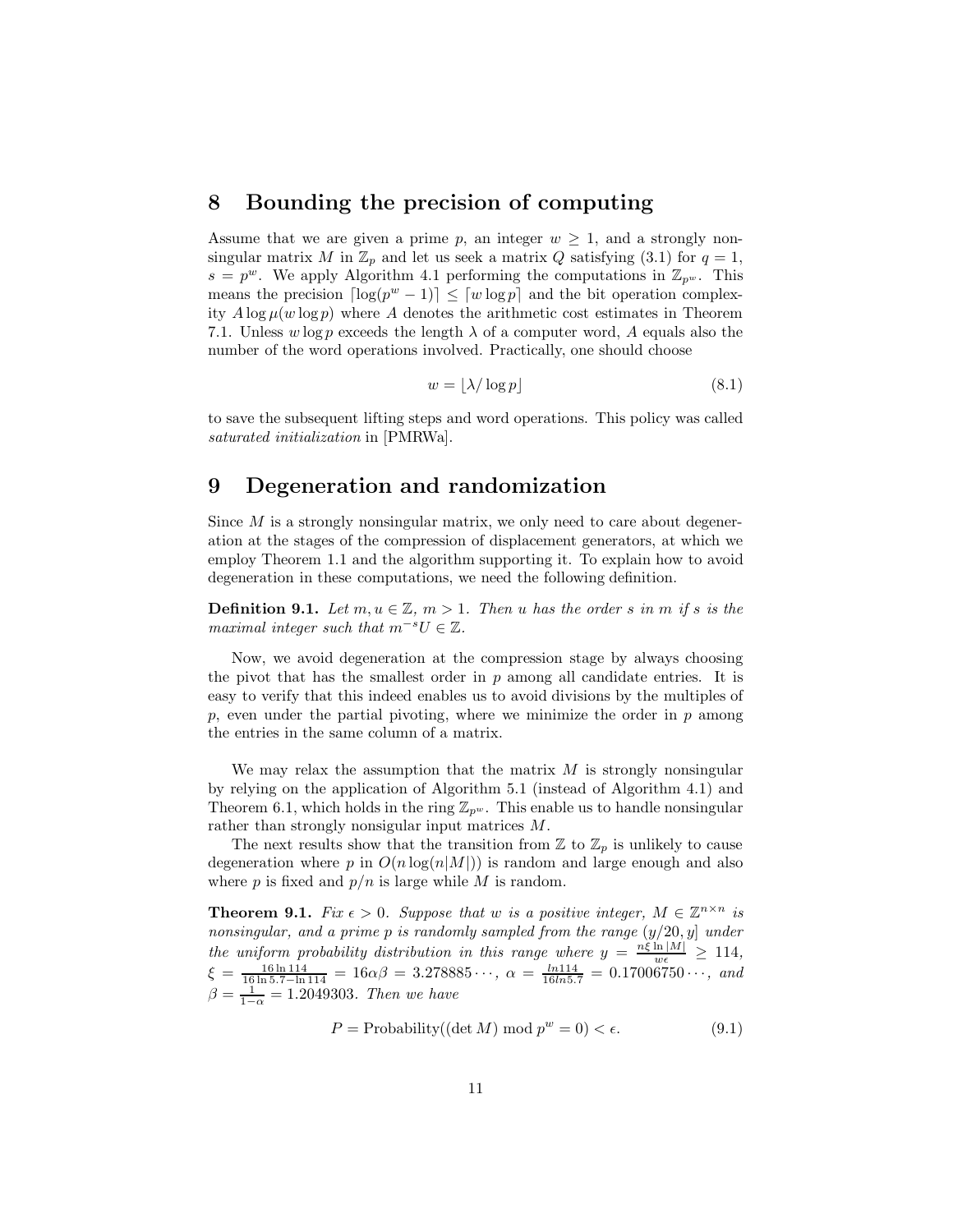## 8 Bounding the precision of computing

Assume that we are given a prime $p$, an integer $w \geq 1$, and a strongly nonsingular matrix $M$ in $\mathbb{Z}_p$ and let us seek a matrix $Q$ satisfying (3.1) for $q = 1$, $s = p^w$. We apply Algorithm 4.1 performing the computations in $\mathbb{Z}_{p^w}$. This means the precision $\lceil \log(p^w - 1) \rceil \leq \lceil w \log p \rceil$ and the bit operation complexity $A \log \mu(w \log p)$ where $A$ denotes the arithmetic cost estimates in Theorem 7.1. Unless $w \log p$ exceeds the length $\lambda$ of a computer word, $A$ equals also the number of the word operations involved. Practically, one should choose

$$w = \lfloor \lambda / \log p \rfloor \tag{8.1}$$

to save the subsequent lifting steps and word operations. This policy was called *saturated initialization* in [PMRWa].

## 9 Degeneration and randomization

Since $M$ is a strongly nonsingular matrix, we only need to care about degeneration at the stages of the compression of displacement generators, at which we employ Theorem 1.1 and the algorithm supporting it. To explain how to avoid degeneration in these computations, we need the following definition.

**Definition 9.1.** *Let $m, u \in \mathbb{Z}$, $m > 1$. Then $u$ has the order $s$ in $m$ if $s$ is the maximal integer such that $m^{-s}U \in \mathbb{Z}$.*

Now, we avoid degeneration at the compression stage by always choosing the pivot that has the smallest order in $p$ among all candidate entries. It is easy to verify that this indeed enables us to avoid divisions by the multiples of $p$, even under the partial pivoting, where we minimize the order in $p$ among the entries in the same column of a matrix.

We may relax the assumption that the matrix $M$ is strongly nonsingular by relying on the application of Algorithm 5.1 (instead of Algorithm 4.1) and Theorem 6.1, which holds in the ring $\mathbb{Z}_{p^w}$. This enable us to handle nonsingular rather than strongly nonsingular input matrices $M$.

The next results show that the transition from $\mathbb{Z}$ to $\mathbb{Z}_p$ is unlikely to cause degeneration where $p$ in $O(n \log(n|M|))$ is random and large enough and also where $p$ is fixed and $p/n$ is large while $M$ is random.

**Theorem 9.1.** *Fix $\epsilon > 0$. Suppose that $w$ is a positive integer, $M \in \mathbb{Z}^{n \times n}$ is nonsingular, and a prime $p$ is randomly sampled from the range $(y/20, y]$ under the uniform probability distribution in this range where $y = \frac{n\xi \ln |M|}{w\epsilon} \geq 114$, $\xi = \frac{16 \ln 114}{16 \ln 5.7 - \ln 114} = 16\alpha\beta = 3.278885\cdots$, $\alpha = \frac{ln 114}{16 ln 5.7} = 0.17006750\cdots$, and $\beta = \frac{1}{1-\alpha} = 1.2049303$. Then we have*

$$P = \text{Probability}((\det M) \bmod p^w = 0) < \epsilon. \tag{9.1}$$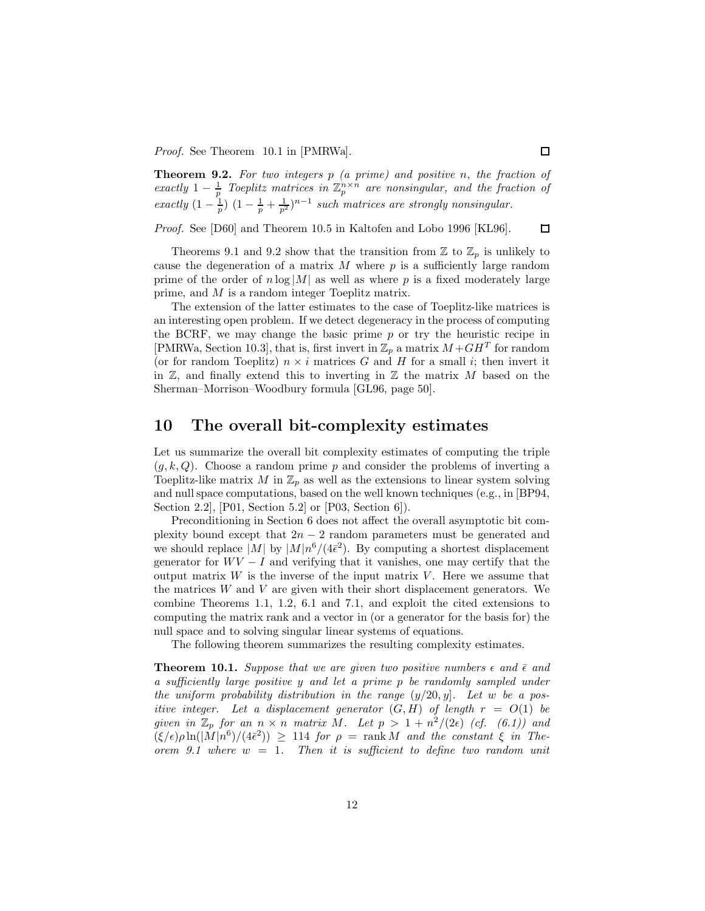*Proof.* See Theorem 10.1 in [PMRWa]. □

**Theorem 9.2.** *For two integers $p$ (a prime) and positive $n$, the fraction of exactly $1 - \frac{1}{p}$ Toeplitz matrices in $\mathbb{Z}_p^{n\times n}$ are nonsingular, and the fraction of exactly $(1 - \frac{1}{p})$ $(1 - \frac{1}{p} + \frac{1}{p^2})^{n-1}$ such matrices are strongly nonsingular.*

*Proof.* See [D60] and Theorem 10.5 in Kaltofen and Lobo 1996 [KL96]. □

Theorems 9.1 and 9.2 show that the transition from $\mathbb{Z}$ to $\mathbb{Z}_p$ is unlikely to cause the degeneration of a matrix $M$ where $p$ is a sufficiently large random prime of the order of $n \log |M|$ as well as where $p$ is a fixed moderately large prime, and $M$ is a random integer Toeplitz matrix.

The extension of the latter estimates to the case of Toeplitz-like matrices is an interesting open problem. If we detect degeneracy in the process of computing the BCRF, we may change the basic prime $p$ or try the heuristic recipe in [PMRWa, Section 10.3], that is, first invert in $\mathbb{Z}_p$ a matrix $M + GH^T$ for random (or for random Toeplitz) $n \times i$ matrices $G$ and $H$ for a small $i$; then invert it in $\mathbb{Z}$, and finally extend this to inverting in $\mathbb{Z}$ the matrix $M$ based on the Sherman–Morrison–Woodbury formula [GL96, page 50].

## 10 The overall bit-complexity estimates

Let us summarize the overall bit complexity estimates of computing the triple $(g, k, Q)$. Choose a random prime $p$ and consider the problems of inverting a Toeplitz-like matrix $M$ in $\mathbb{Z}_p$ as well as the extensions to linear system solving and null space computations, based on the well known techniques (e.g., in [BP94, Section 2.2], [P01, Section 5.2] or [P03, Section 6]).

Preconditioning in Section 6 does not affect the overall asymptotic bit complexity bound except that $2n - 2$ random parameters must be generated and we should replace $|M|$ by $|M|n^6/(4\bar{\epsilon}^2)$. By computing a shortest displacement generator for $WV - I$ and verifying that it vanishes, one may certify that the output matrix $W$ is the inverse of the input matrix $V$. Here we assume that the matrices $W$ and $V$ are given with their short displacement generators. We combine Theorems 1.1, 1.2, 6.1 and 7.1, and exploit the cited extensions to computing the matrix rank and a vector in (or a generator for the basis for) the null space and to solving singular linear systems of equations.

The following theorem summarizes the resulting complexity estimates.

**Theorem 10.1.** *Suppose that we are given two positive numbers $\epsilon$ and $\bar{\epsilon}$ and a sufficiently large positive $y$ and let a prime $p$ be randomly sampled under the uniform probability distribution in the range $(y/20, y]$. Let $w$ be a positive integer. Let a displacement generator $(G, H)$ of length $r = O(1)$ be given in $\mathbb{Z}_p$ for an $n \times n$ matrix $M$. Let $p > 1 + n^2/(2\epsilon)$ (cf. (6.1)) and $(\xi/\epsilon)\rho \ln(|M|n^6)/(4\bar{\epsilon}^2)) \geq 114$ for $\rho = \operatorname{rank} M$ and the constant $\xi$ in Theorem 9.1 where $w = 1$. Then it is sufficient to define two random unit*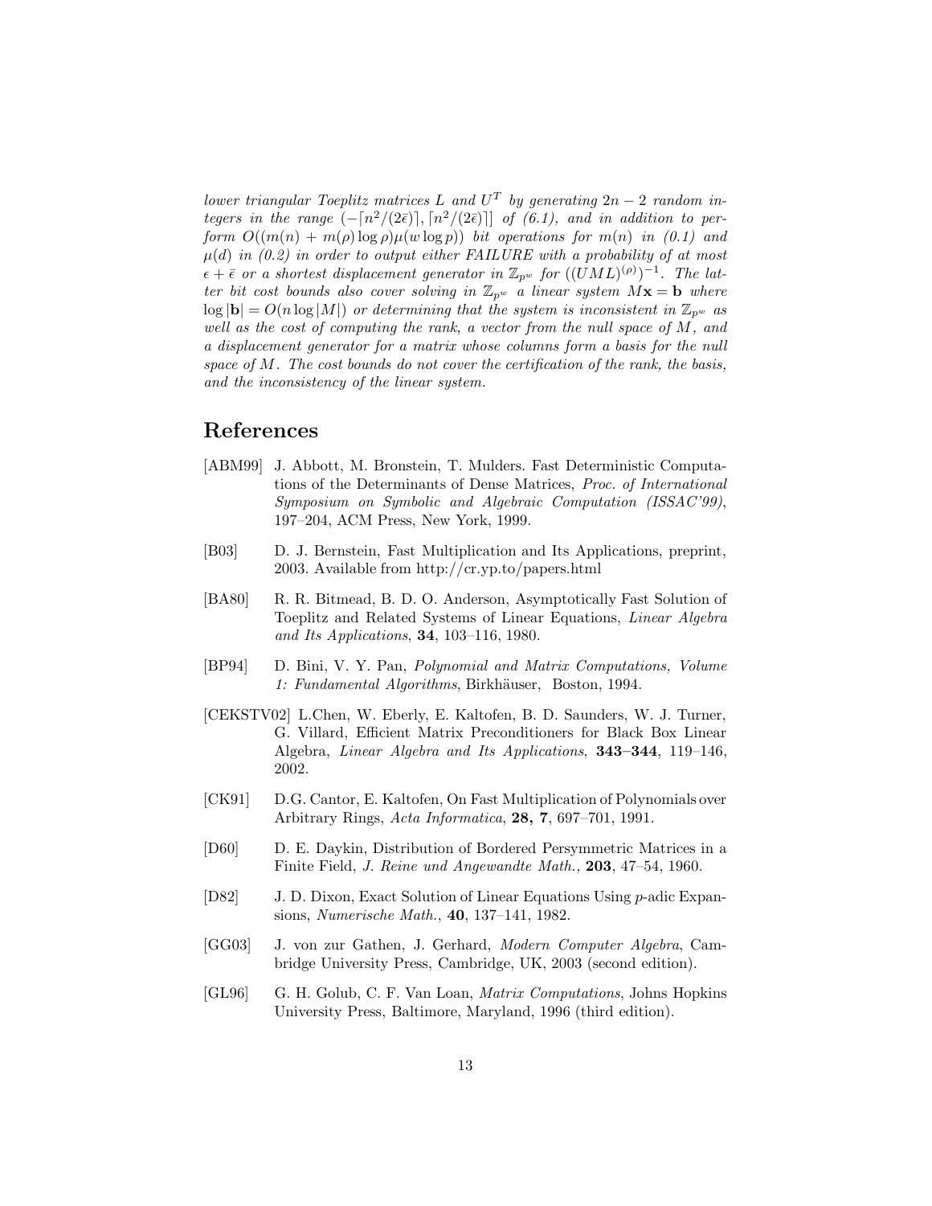*lower triangular Toeplitz matrices $L$ and $U^T$ by generating $2n-2$ random integers in the range $(-\lceil n^2/(2\bar{\epsilon})\rceil, \lceil n^2/(2\bar{\epsilon})\rceil]$ of (6.1), and in addition to perform $O((m(n) + m(\rho)\log\rho)\mu(w\log p))$ bit operations for $m(n)$ in (0.1) and $\mu(d)$ in (0.2) in order to output either FAILURE with a probability of at most $\epsilon + \bar{\epsilon}$ or a shortest displacement generator in $\mathbb{Z}_{p^w}$ for $((UML)^{(\rho)})^{-1}$. The latter bit cost bounds also cover solving in $\mathbb{Z}_{p^w}$ a linear system $M\mathbf{x} = \mathbf{b}$ where $\log|\mathbf{b}| = O(n\log|M|)$ or determining that the system is inconsistent in $\mathbb{Z}_{p^w}$ as well as the cost of computing the rank, a vector from the null space of $M$, and a displacement generator for a matrix whose columns form a basis for the null space of $M$. The cost bounds do not cover the certification of the rank, the basis, and the inconsistency of the linear system.*

## References

[ABM99] J. Abbott, M. Bronstein, T. Mulders. Fast Deterministic Computations of the Determinants of Dense Matrices, *Proc. of International Symposium on Symbolic and Algebraic Computation (ISSAC'99)*, 197–204, ACM Press, New York, 1999.

[B03] D. J. Bernstein, Fast Multiplication and Its Applications, preprint, 2003. Available from http://cr.yp.to/papers.html

[BA80] R. R. Bitmead, B. D. O. Anderson, Asymptotically Fast Solution of Toeplitz and Related Systems of Linear Equations, *Linear Algebra and Its Applications*, **34**, 103–116, 1980.

[BP94] D. Bini, V. Y. Pan, *Polynomial and Matrix Computations, Volume 1: Fundamental Algorithms*, Birkhäuser, Boston, 1994.

[CEKSTV02] L.Chen, W. Eberly, E. Kaltofen, B. D. Saunders, W. J. Turner, G. Villard, Efficient Matrix Preconditioners for Black Box Linear Algebra, *Linear Algebra and Its Applications*, **343–344**, 119–146, 2002.

[CK91] D.G. Cantor, E. Kaltofen, On Fast Multiplication of Polynomials over Arbitrary Rings, *Acta Informatica*, **28, 7**, 697–701, 1991.

[D60] D. E. Daykin, Distribution of Bordered Persymmetric Matrices in a Finite Field, *J. Reine und Angewandte Math.,* **203**, 47–54, 1960.

[D82] J. D. Dixon, Exact Solution of Linear Equations Using $p$-adic Expansions, *Numerische Math.*, **40**, 137–141, 1982.

[GG03] J. von zur Gathen, J. Gerhard, *Modern Computer Algebra*, Cambridge University Press, Cambridge, UK, 2003 (second edition).

[GL96] G. H. Golub, C. F. Van Loan, *Matrix Computations*, Johns Hopkins University Press, Baltimore, Maryland, 1996 (third edition).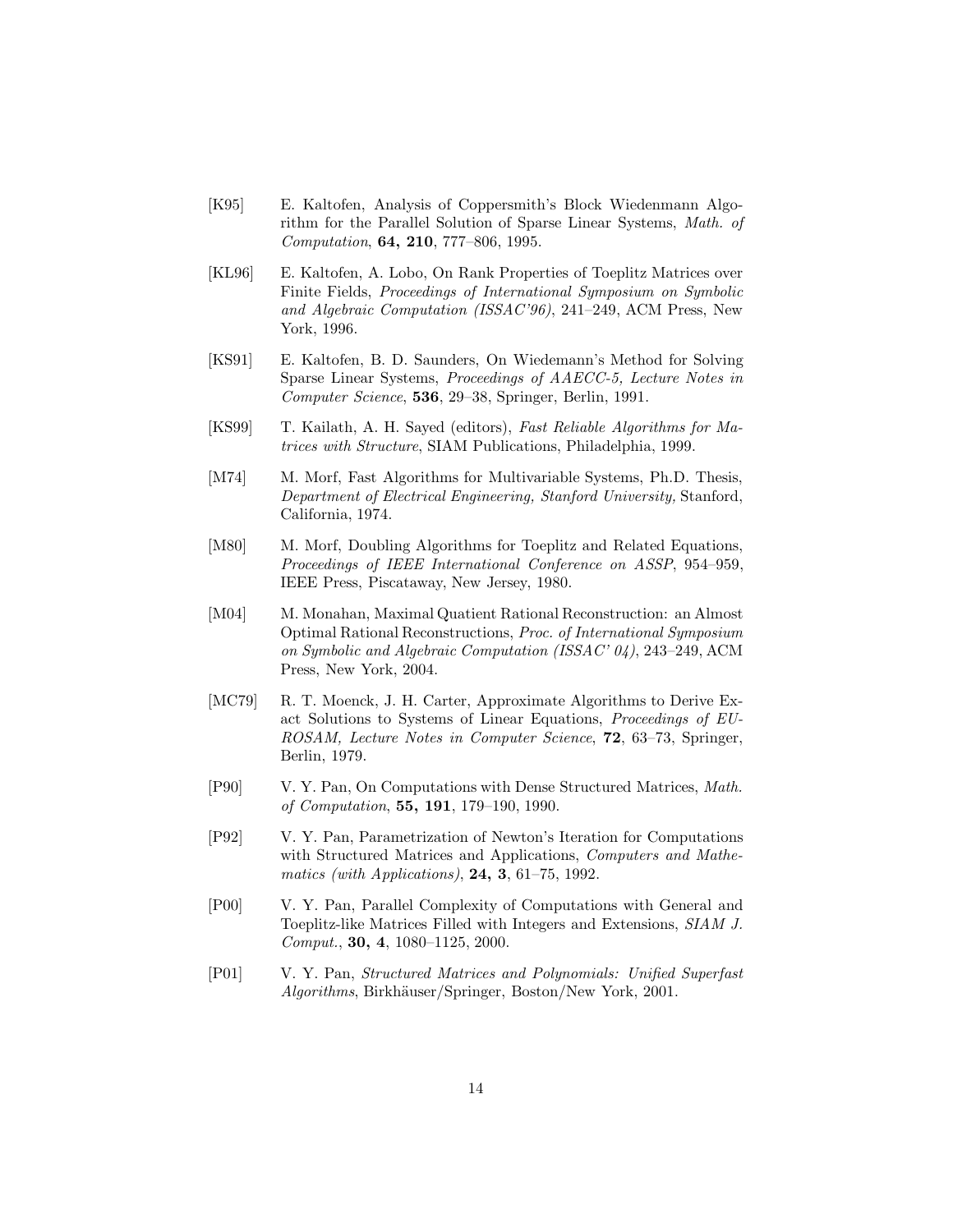[K95] E. Kaltofen, Analysis of Coppersmith's Block Wiedenmann Algorithm for the Parallel Solution of Sparse Linear Systems, *Math. of Computation*, **64, 210**, 777–806, 1995.

[KL96] E. Kaltofen, A. Lobo, On Rank Properties of Toeplitz Matrices over Finite Fields, *Proceedings of International Symposium on Symbolic and Algebraic Computation (ISSAC'96)*, 241–249, ACM Press, New York, 1996.

[KS91] E. Kaltofen, B. D. Saunders, On Wiedemann's Method for Solving Sparse Linear Systems, *Proceedings of AAECC-5, Lecture Notes in Computer Science*, **536**, 29–38, Springer, Berlin, 1991.

[KS99] T. Kailath, A. H. Sayed (editors), *Fast Reliable Algorithms for Matrices with Structure*, SIAM Publications, Philadelphia, 1999.

[M74] M. Morf, Fast Algorithms for Multivariable Systems, Ph.D. Thesis, *Department of Electrical Engineering, Stanford University,* Stanford, California, 1974.

[M80] M. Morf, Doubling Algorithms for Toeplitz and Related Equations, *Proceedings of IEEE International Conference on ASSP*, 954–959, IEEE Press, Piscataway, New Jersey, 1980.

[M04] M. Monahan, Maximal Quatient Rational Reconstruction: an Almost Optimal Rational Reconstructions, *Proc. of International Symposium on Symbolic and Algebraic Computation (ISSAC' 04)*, 243–249, ACM Press, New York, 2004.

[MC79] R. T. Moenck, J. H. Carter, Approximate Algorithms to Derive Exact Solutions to Systems of Linear Equations, *Proceedings of EUROSAM, Lecture Notes in Computer Science*, **72**, 63–73, Springer, Berlin, 1979.

[P90] V. Y. Pan, On Computations with Dense Structured Matrices, *Math. of Computation*, **55, 191**, 179–190, 1990.

[P92] V. Y. Pan, Parametrization of Newton's Iteration for Computations with Structured Matrices and Applications, *Computers and Mathematics (with Applications)*, **24, 3**, 61–75, 1992.

[P00] V. Y. Pan, Parallel Complexity of Computations with General and Toeplitz-like Matrices Filled with Integers and Extensions, *SIAM J. Comput.*, **30, 4**, 1080–1125, 2000.

[P01] V. Y. Pan, *Structured Matrices and Polynomials: Unified Superfast Algorithms*, Birkhäuser/Springer, Boston/New York, 2001.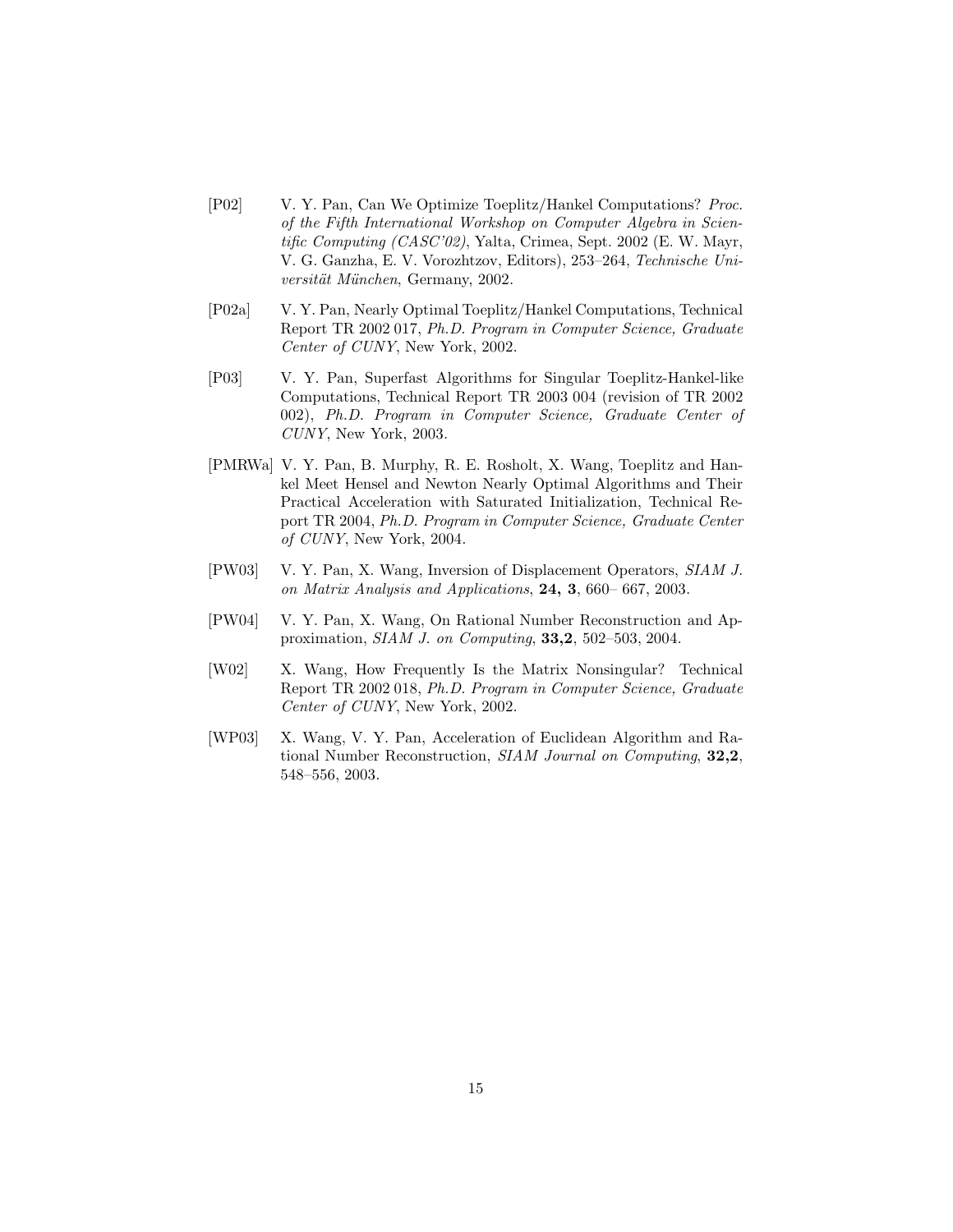[P02] V. Y. Pan, Can We Optimize Toeplitz/Hankel Computations? *Proc. of the Fifth International Workshop on Computer Algebra in Scientific Computing (CASC'02)*, Yalta, Crimea, Sept. 2002 (E. W. Mayr, V. G. Ganzha, E. V. Vorozhtzov, Editors), 253–264, *Technische Universität München*, Germany, 2002.

[P02a] V. Y. Pan, Nearly Optimal Toeplitz/Hankel Computations, Technical Report TR 2002 017, *Ph.D. Program in Computer Science, Graduate Center of CUNY*, New York, 2002.

[P03] V. Y. Pan, Superfast Algorithms for Singular Toeplitz-Hankel-like Computations, Technical Report TR 2003 004 (revision of TR 2002 002), *Ph.D. Program in Computer Science, Graduate Center of CUNY*, New York, 2003.

[PMRWa] V. Y. Pan, B. Murphy, R. E. Rosholt, X. Wang, Toeplitz and Hankel Meet Hensel and Newton Nearly Optimal Algorithms and Their Practical Acceleration with Saturated Initialization, Technical Report TR 2004, *Ph.D. Program in Computer Science, Graduate Center of CUNY*, New York, 2004.

[PW03] V. Y. Pan, X. Wang, Inversion of Displacement Operators, *SIAM J. on Matrix Analysis and Applications*, **24, 3**, 660– 667, 2003.

[PW04] V. Y. Pan, X. Wang, On Rational Number Reconstruction and Approximation, *SIAM J. on Computing*, **33,2**, 502–503, 2004.

[W02] X. Wang, How Frequently Is the Matrix Nonsingular? Technical Report TR 2002 018, *Ph.D. Program in Computer Science, Graduate Center of CUNY*, New York, 2002.

[WP03] X. Wang, V. Y. Pan, Acceleration of Euclidean Algorithm and Rational Number Reconstruction, *SIAM Journal on Computing*, **32,2**, 548–556, 2003.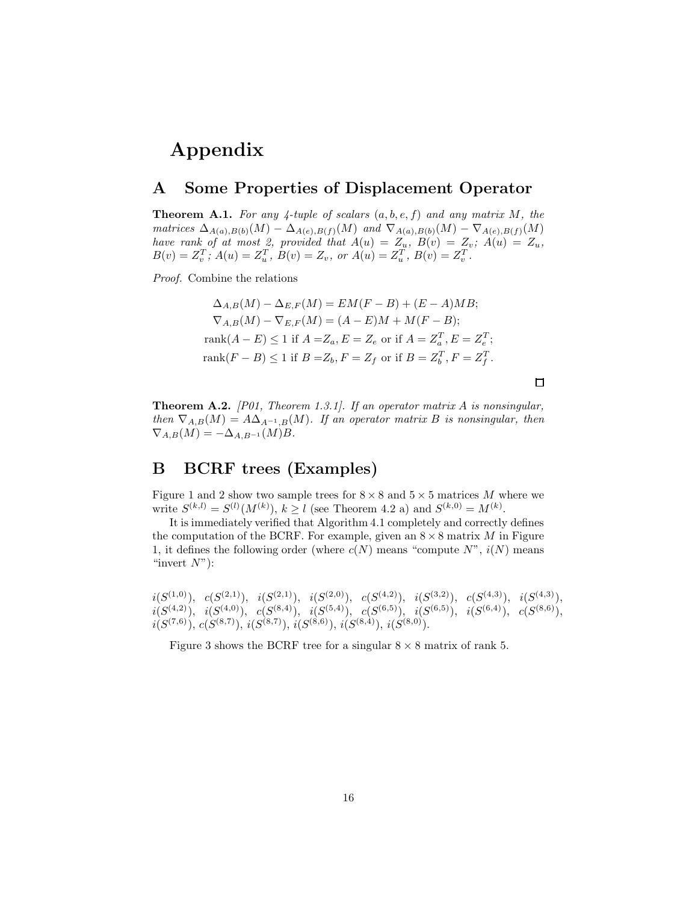# Appendix

## A Some Properties of Displacement Operator

**Theorem A.1.** *For any 4-tuple of scalars $(a, b, e, f)$ and any matrix $M$, the matrices $\Delta_{A(a),B(b)}(M) - \Delta_{A(e),B(f)}(M)$ and $\nabla_{A(a),B(b)}(M) - \nabla_{A(e),B(f)}(M)$ have rank of at most 2, provided that $A(u) = Z_u$, $B(v) = Z_v$; $A(u) = Z_u$, $B(v) = Z_v^T$; $A(u) = Z_u^T$, $B(v) = Z_v$, or $A(u) = Z_u^T$, $B(v) = Z_v^T$.*

*Proof.* Combine the relations

$$\Delta_{A,B}(M) - \Delta_{E,F}(M) = EM(F - B) + (E - A)MB;$$

$$\nabla_{A,B}(M) - \nabla_{E,F}(M) = (A - E)M + M(F - B);$$

$$\text{rank}(A - E) \leq 1 \text{ if } A = Z_a, E = Z_e \text{ or if } A = Z_a^T, E = Z_e^T;$$

$$\text{rank}(F - B) \leq 1 \text{ if } B = Z_b, F = Z_f \text{ or if } B = Z_b^T, F = Z_f^T.$$

□

**Theorem A.2.** *[P01, Theorem 1.3.1]. If an operator matrix $A$ is nonsingular, then $\nabla_{A,B}(M) = A\Delta_{A^{-1},B}(M)$. If an operator matrix $B$ is nonsingular, then $\nabla_{A,B}(M) = -\Delta_{A,B^{-1}}(M)B$.*

## B BCRF trees (Examples)

Figure 1 and 2 show two sample trees for $8 \times 8$ and $5 \times 5$ matrices $M$ where we write $S^{(k,l)} = S^{(l)}(M^{(k)})$, $k \geq l$ (see Theorem 4.2 a) and $S^{(k,0)} = M^{(k)}$.

It is immediately verified that Algorithm 4.1 completely and correctly defines the computation of the BCRF. For example, given an $8 \times 8$ matrix $M$ in Figure 1, it defines the following order (where $c(N)$ means "compute $N$", $i(N)$ means "invert $N$"):

$i(S^{(1,0)})$, $c(S^{(2,1)})$, $i(S^{(2,1)})$, $i(S^{(2,0)})$, $c(S^{(4,2)})$, $i(S^{(3,2)})$, $c(S^{(4,3)})$, $i(S^{(4,3)})$, $i(S^{(4,2)})$, $i(S^{(4,0)})$, $c(S^{(8,4)})$, $i(S^{(5,4)})$, $c(S^{(6,5)})$, $i(S^{(6,5)})$, $i(S^{(6,4)})$, $c(S^{(8,6)})$, $i(S^{(7,6)})$, $c(S^{(8,7)})$, $i(S^{(8,7)})$, $i(S^{(8,6)})$, $i(S^{(8,4)})$, $i(S^{(8,0)})$.

Figure 3 shows the BCRF tree for a singular $8 \times 8$ matrix of rank 5.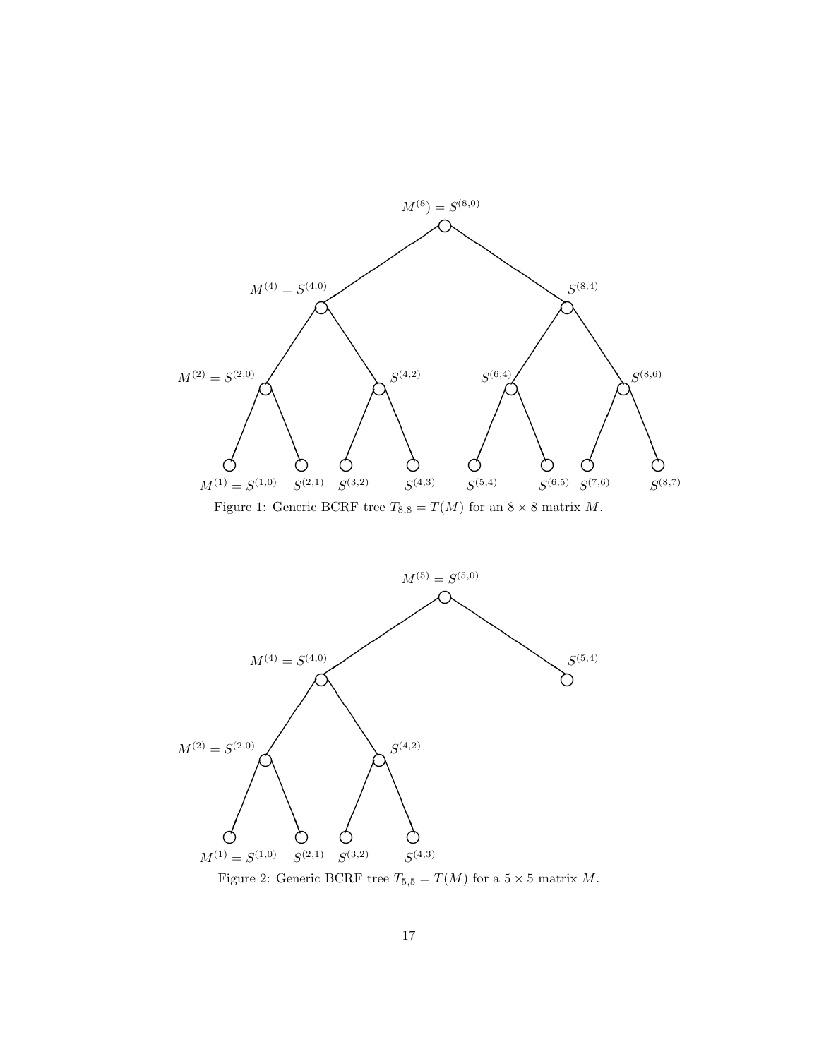Figure 1: Generic BCRF tree $T_{8,8} = T(M)$ for an $8 \times 8$ matrix $M$.

Figure 2: Generic BCRF tree $T_{5,5} = T(M)$ for a $5 \times 5$ matrix $M$.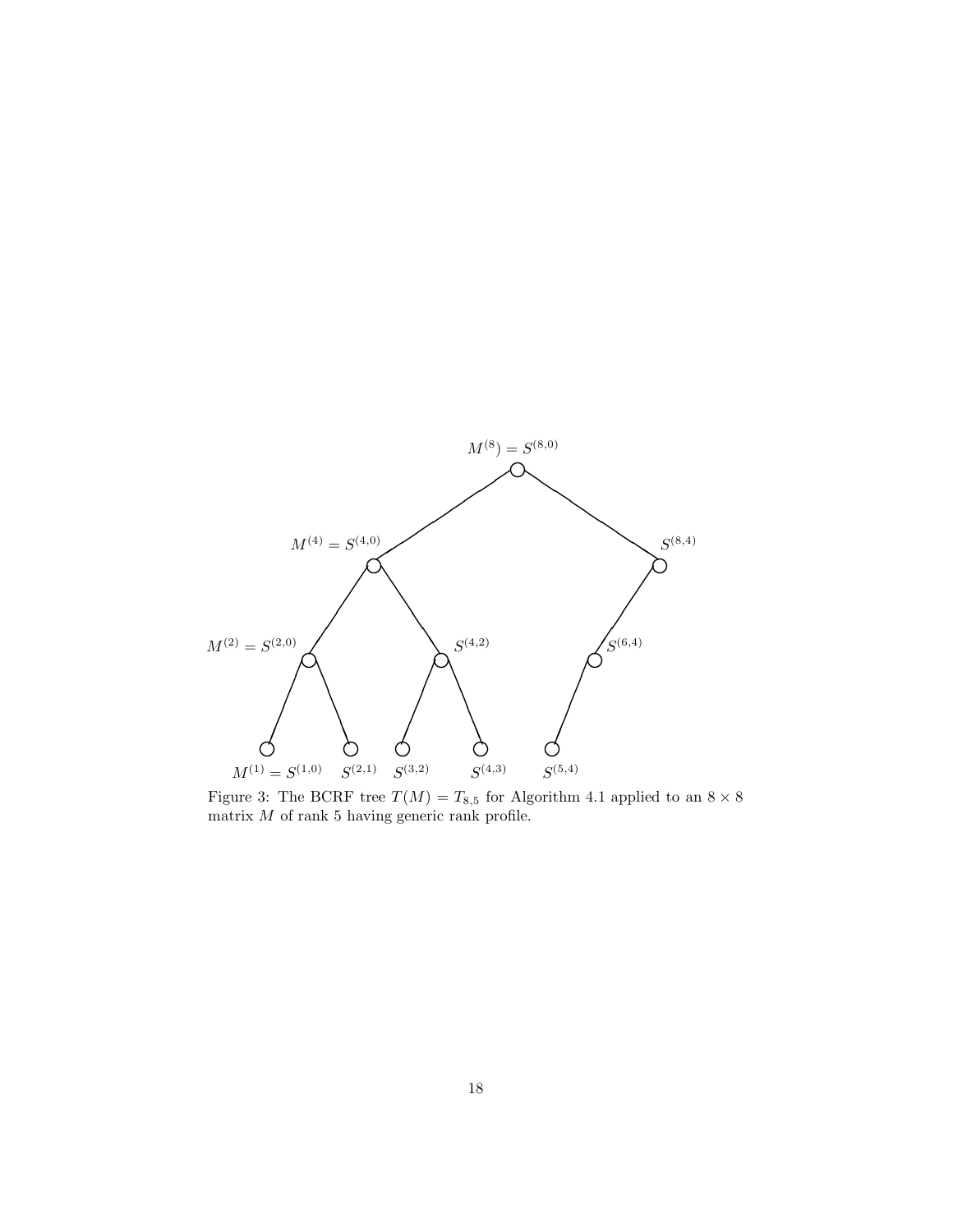$M^{(8)} = S^{(8,0)}$

$M^{(4)} = S^{(4,0)}$

$S^{(8,4)}$

$M^{(2)} = S^{(2,0)}$

$S^{(4,2)}$

$S^{(6,4)}$

$M^{(1)} = S^{(1,0)}$ $S^{(2,1)}$ $S^{(3,2)}$ $S^{(4,3)}$ $S^{(5,4)}$

Figure 3: The BCRF tree $T(M) = T_{8,5}$ for Algorithm 4.1 applied to an $8 \times 8$ matrix $M$ of rank 5 having generic rank profile.